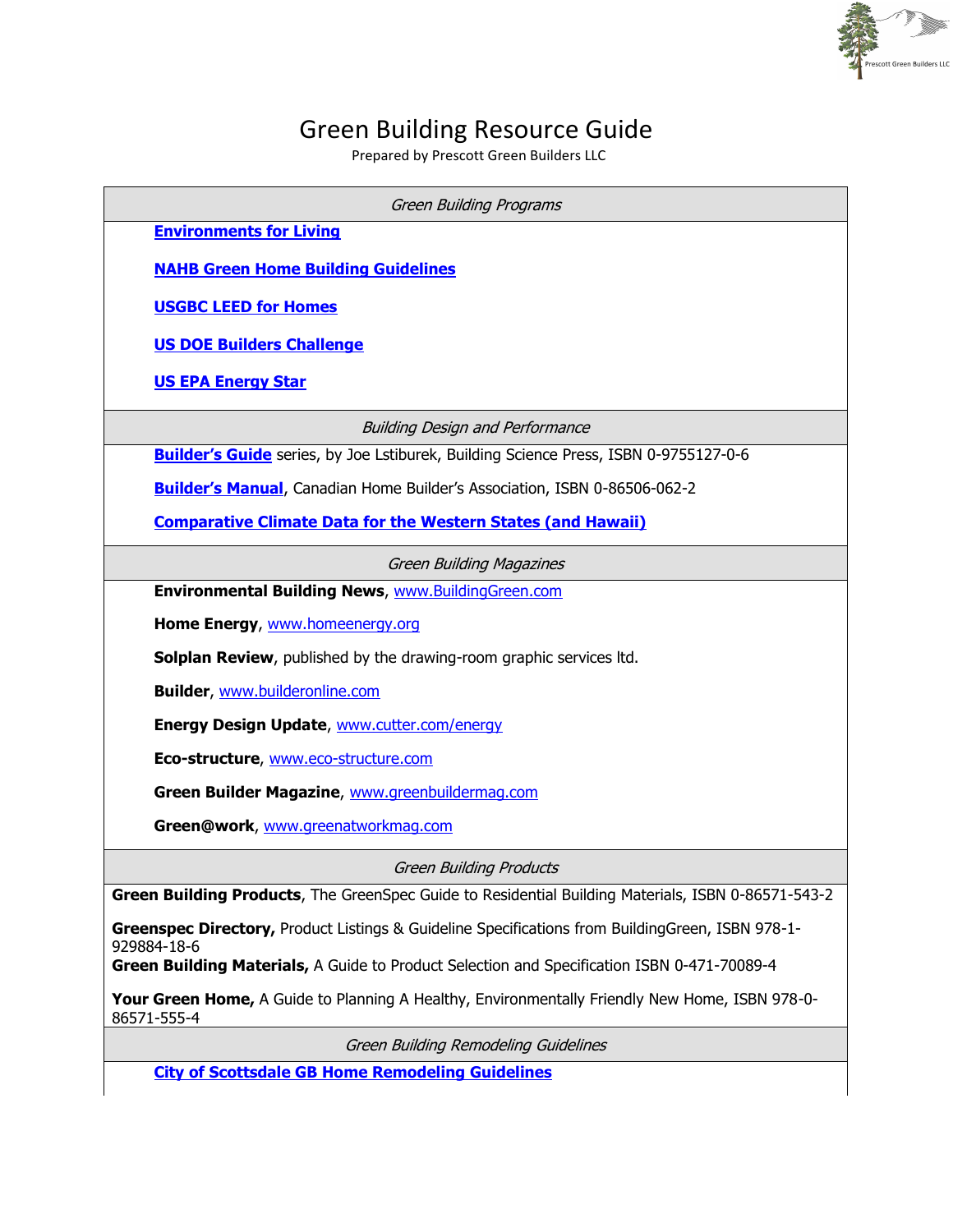# Green Building Resource Guide

Prepared by Prescott Green Builders LLC

## *Green Building Programs*

**Environments for Living**

**NAHB Green Home Building Guidelines**

**USGBC LEED for Homes**

**US DOE Builders Challenge**

**US EPA Energy Star**

## *Building Design and Performance*

**Builder's Guide** series, by Joe Lstiburek, Building Science Press, ISBN 0-9755127-0-6

**Builder's Manual**, Canadian Home Builder's Association, ISBN 0-86506-062-2

**Comparative Climate Data for the Western States (and Hawaii)**

## *Green Building Magazines*

**Environmental Building News**, www.BuildingGreen.com

**Home Energy**, www.homeenergy.org

**Solplan Review**, published by the drawing-room graphic services ltd.

**Builder**, www.builderonline.com

**Energy Design Update**, www.cutter.com/energy

**Eco-structure**, www.eco-structure.com

**Green Builder Magazine**, www.greenbuildermag.com

**Green@work**, www.greenatworkmag.com

## *Green Building Products*

**Green Building Products**, The GreenSpec Guide to Residential Building Materials, ISBN 0-86571-543-2

**Greenspec Directory,** Product Listings & Guideline Specifications from BuildingGreen, ISBN 978-1-929884-18-6

**Green Building Materials,** A Guide to Product Selection and Specification ISBN 0-471-70089-4

**Your Green Home,** A Guide to Planning A Healthy, Environmentally Friendly New Home, ISBN 978-0-86571-555-4

## *Green Building Remodeling Guidelines*

**City of Scottsdale GB Home Remodeling Guidelines**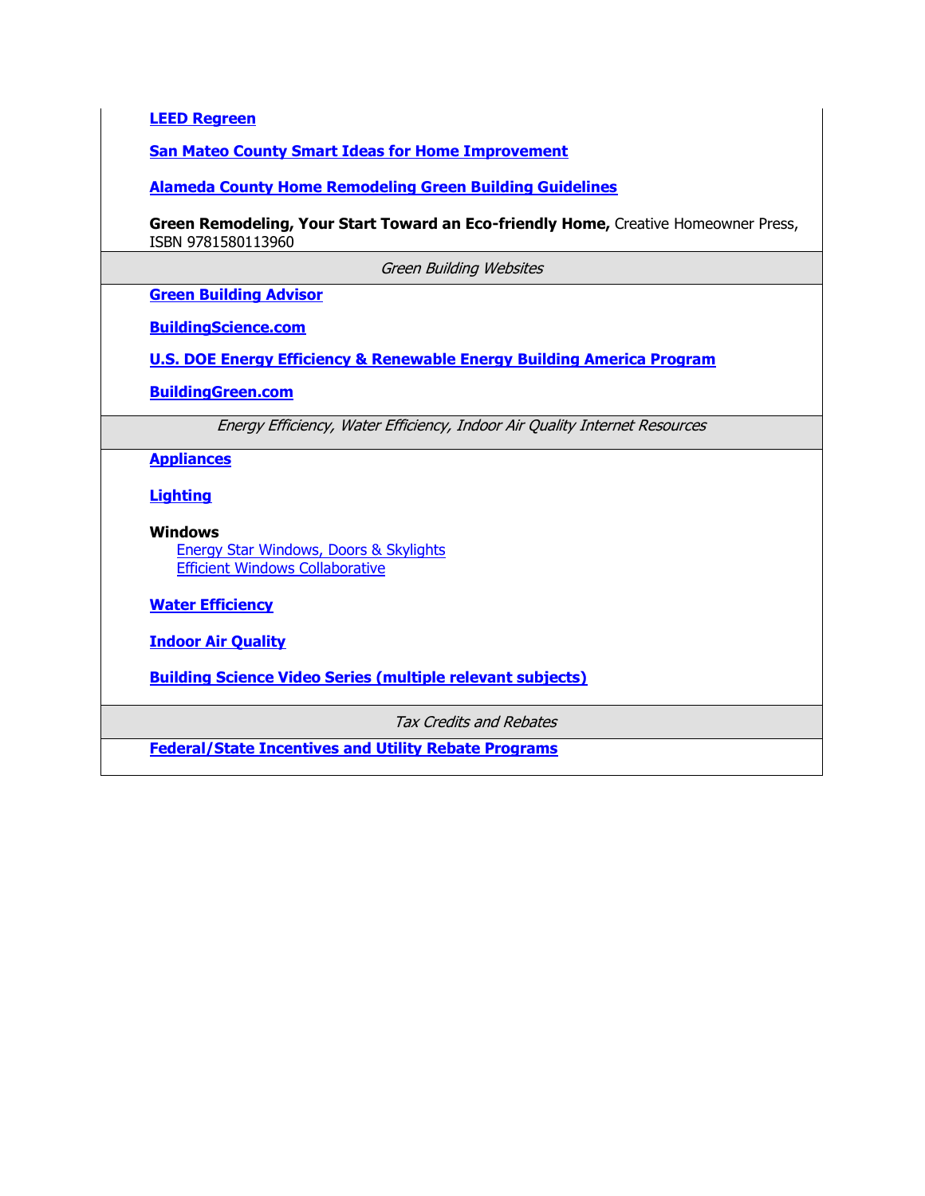**LEED Regreen**

**San Mateo County Smart Ideas for Home Improvement**

**Alameda County Home Remodeling Green Building Guidelines**

**Green Remodeling, Your Start Toward an Eco-friendly Home,** Creative Homeowner Press, ISBN 9781580113960

*Green Building Websites*

**Green Building Advisor**

**BuildingScience.com**

**U.S. DOE Energy Efficiency & Renewable Energy Building America Program**

**BuildingGreen.com**

*Energy Efficiency, Water Efficiency, Indoor Air Quality Internet Resources*

**Appliances**

**Lighting**

**Windows**

- Energy Star Windows, Doors & Skylights
- Efficient Windows Collaborative

**Water Efficiency**

**Indoor Air Quality**

**Building Science Video Series (multiple relevant subjects)**

*Tax Credits and Rebates*

**Federal/State Incentives and Utility Rebate Programs**